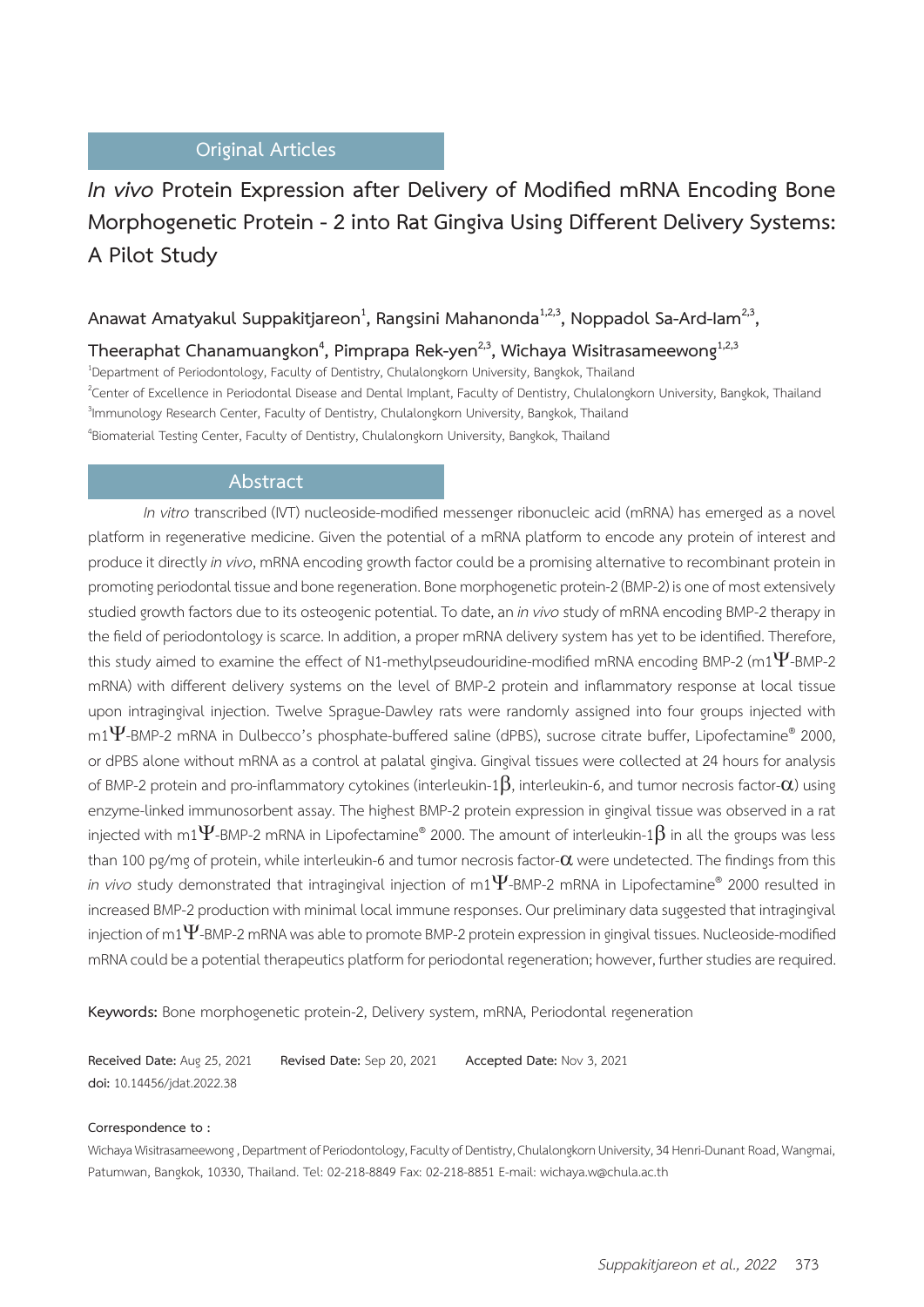## Original Articles

# *In vivo* Protein Expression after Delivery of Modified mRNA Encoding Bone Morphogenetic Protein - 2 into Rat Gingiva Using Different Delivery Systems: A Pilot Study

**Anawat Amatyakul Suppakitjareon[1], Rangsini Mahanonda[1,2,3], Noppadol Sa-Ard-Iam[2,3], Theeraphat Chanamuangkon[4], Pimprapa Rek-yen[2,3], Wichaya Wisitrasameewong[1,2,3]**

[1]Department of Periodontology, Faculty of Dentistry, Chulalongkorn University, Bangkok, Thailand
[2]Center of Excellence in Periodontal Disease and Dental Implant, Faculty of Dentistry, Chulalongkorn University, Bangkok, Thailand
[3]Immunology Research Center, Faculty of Dentistry, Chulalongkorn University, Bangkok, Thailand
[4]Biomaterial Testing Center, Faculty of Dentistry, Chulalongkorn University, Bangkok, Thailand

## Abstract

*In vitro* transcribed (IVT) nucleoside-modified messenger ribonucleic acid (mRNA) has emerged as a novel platform in regenerative medicine. Given the potential of a mRNA platform to encode any protein of interest and produce it directly *in vivo*, mRNA encoding growth factor could be a promising alternative to recombinant protein in promoting periodontal tissue and bone regeneration. Bone morphogenetic protein-2 (BMP-2) is one of most extensively studied growth factors due to its osteogenic potential. To date, an *in vivo* study of mRNA encoding BMP-2 therapy in the field of periodontology is scarce. In addition, a proper mRNA delivery system has yet to be identified. Therefore, this study aimed to examine the effect of N1-methylpseudouridine-modified mRNA encoding BMP-2 (m1$\Psi$-BMP-2 mRNA) with different delivery systems on the level of BMP-2 protein and inflammatory response at local tissue upon intragingival injection. Twelve Sprague-Dawley rats were randomly assigned into four groups injected with m1$\Psi$-BMP-2 mRNA in Dulbecco's phosphate-buffered saline (dPBS), sucrose citrate buffer, Lipofectamine® 2000, or dPBS alone without mRNA as a control at palatal gingiva. Gingival tissues were collected at 24 hours for analysis of BMP-2 protein and pro-inflammatory cytokines (interleukin-1$\beta$, interleukin-6, and tumor necrosis factor-$\alpha$) using enzyme-linked immunosorbent assay. The highest BMP-2 protein expression in gingival tissue was observed in a rat injected with m1$\Psi$-BMP-2 mRNA in Lipofectamine® 2000. The amount of interleukin-1$\beta$ in all the groups was less than 100 pg/mg of protein, while interleukin-6 and tumor necrosis factor-$\alpha$ were undetected. The findings from this *in vivo* study demonstrated that intragingival injection of m1$\Psi$-BMP-2 mRNA in Lipofectamine® 2000 resulted in increased BMP-2 production with minimal local immune responses. Our preliminary data suggested that intragingival injection of m1$\Psi$-BMP-2 mRNA was able to promote BMP-2 protein expression in gingival tissues. Nucleoside-modified mRNA could be a potential therapeutics platform for periodontal regeneration; however, further studies are required.

**Keywords:** Bone morphogenetic protein-2, Delivery system, mRNA, Periodontal regeneration

**Received Date:** Aug 25, 2021 **Revised Date:** Sep 20, 2021 **Accepted Date:** Nov 3, 2021
**doi:** 10.14456/jdat.2022.38

**Correspondence to :**
Wichaya Wisitrasameewong , Department of Periodontology, Faculty of Dentistry, Chulalongkorn University, 34 Henri-Dunant Road, Wangmai, Patumwan, Bangkok, 10330, Thailand. Tel: 02-218-8849 Fax: 02-218-8851 E-mail: wichaya.w@chula.ac.th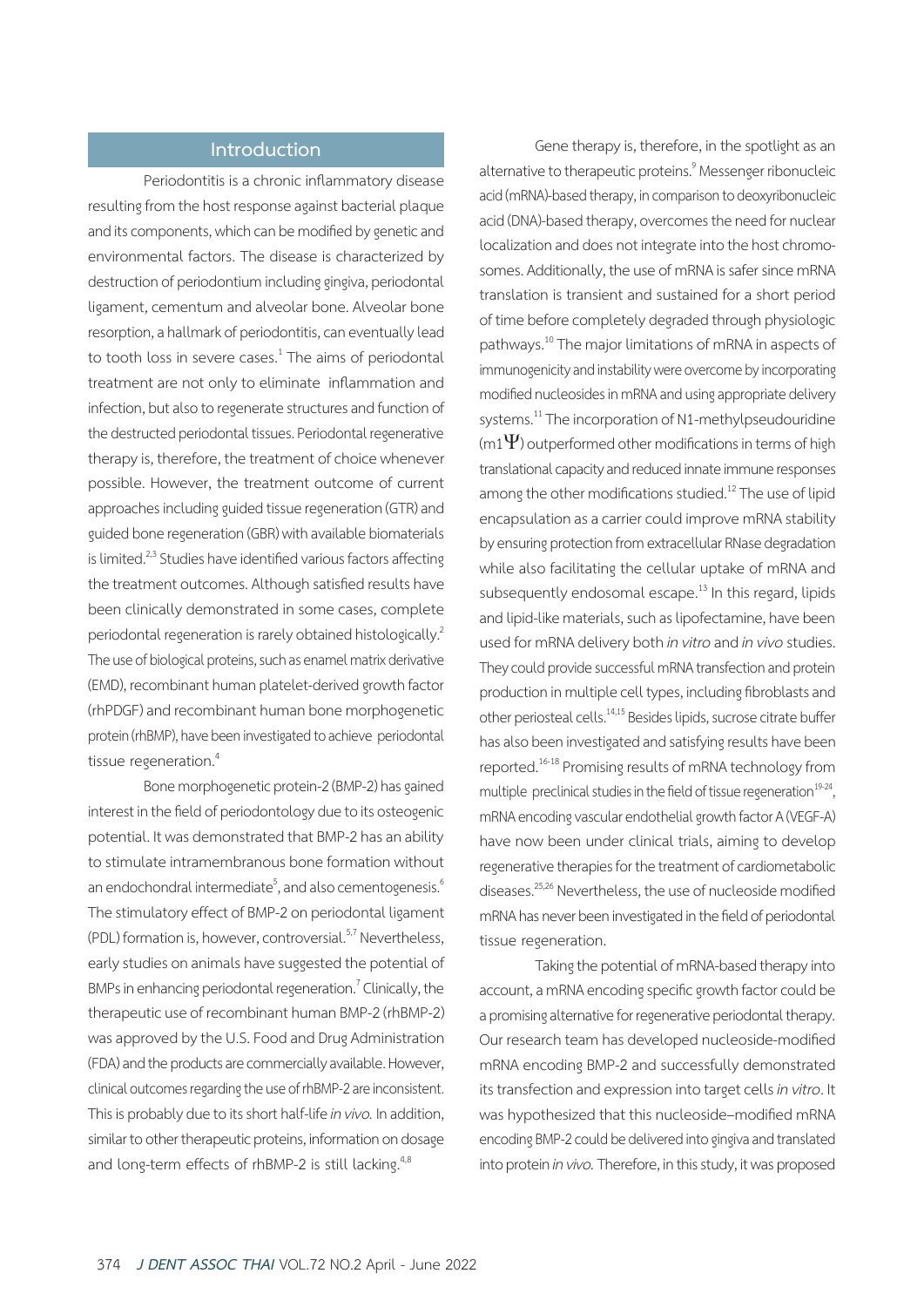## Introduction

Periodontitis is a chronic inflammatory disease resulting from the host response against bacterial plaque and its components, which can be modified by genetic and environmental factors. The disease is characterized by destruction of periodontium including gingiva, periodontal ligament, cementum and alveolar bone. Alveolar bone resorption, a hallmark of periodontitis, can eventually lead to tooth loss in severe cases.[1] The aims of periodontal treatment are not only to eliminate inflammation and infection, but also to regenerate structures and function of the destructed periodontal tissues. Periodontal regenerative therapy is, therefore, the treatment of choice whenever possible. However, the treatment outcome of current approaches including guided tissue regeneration (GTR) and guided bone regeneration (GBR) with available biomaterials is limited.[2,3] Studies have identified various factors affecting the treatment outcomes. Although satisfied results have been clinically demonstrated in some cases, complete periodontal regeneration is rarely obtained histologically.[2] The use of biological proteins, such as enamel matrix derivative (EMD), recombinant human platelet-derived growth factor (rhPDGF) and recombinant human bone morphogenetic protein (rhBMP), have been investigated to achieve periodontal tissue regeneration.[4]

Bone morphogenetic protein-2 (BMP-2) has gained interest in the field of periodontology due to its osteogenic potential. It was demonstrated that BMP-2 has an ability to stimulate intramembranous bone formation without an endochondral intermediate[5], and also cementogenesis.[6] The stimulatory effect of BMP-2 on periodontal ligament (PDL) formation is, however, controversial.[5,7] Nevertheless, early studies on animals have suggested the potential of BMPs in enhancing periodontal regeneration.[7] Clinically, the therapeutic use of recombinant human BMP-2 (rhBMP-2) was approved by the U.S. Food and Drug Administration (FDA) and the products are commercially available. However, clinical outcomes regarding the use of rhBMP-2 are inconsistent. This is probably due to its short half-life *in vivo.* In addition, similar to other therapeutic proteins, information on dosage and long-term effects of rhBMP-2 is still lacking.[4,8]

Gene therapy is, therefore, in the spotlight as an alternative to therapeutic proteins.[9] Messenger ribonucleic acid (mRNA)-based therapy, in comparison to deoxyribonucleic acid (DNA)-based therapy, overcomes the need for nuclear localization and does not integrate into the host chromosomes. Additionally, the use of mRNA is safer since mRNA translation is transient and sustained for a short period of time before completely degraded through physiologic pathways.[10] The major limitations of mRNA in aspects of immunogenicity and instability were overcome by incorporating modified nucleosides in mRNA and using appropriate delivery systems.[11] The incorporation of N1-methylpseudouridine (m1$\Psi$) outperformed other modifications in terms of high translational capacity and reduced innate immune responses among the other modifications studied.[12] The use of lipid encapsulation as a carrier could improve mRNA stability by ensuring protection from extracellular RNase degradation while also facilitating the cellular uptake of mRNA and subsequently endosomal escape.[13] In this regard, lipids and lipid-like materials, such as lipofectamine, have been used for mRNA delivery both *in vitro* and *in vivo* studies. They could provide successful mRNA transfection and protein production in multiple cell types, including fibroblasts and other periosteal cells.[14,15] Besides lipids, sucrose citrate buffer has also been investigated and satisfying results have been reported.[16-18] Promising results of mRNA technology from multiple preclinical studies in the field of tissue regeneration[19-24], mRNA encoding vascular endothelial growth factor A (VEGF-A) have now been under clinical trials, aiming to develop regenerative therapies for the treatment of cardiometabolic diseases.[25,26] Nevertheless, the use of nucleoside modified mRNA has never been investigated in the field of periodontal tissue regeneration.

Taking the potential of mRNA-based therapy into account, a mRNA encoding specific growth factor could be a promising alternative for regenerative periodontal therapy. Our research team has developed nucleoside-modified mRNA encoding BMP-2 and successfully demonstrated its transfection and expression into target cells *in vitro*. It was hypothesized that this nucleoside–modified mRNA encoding BMP-2 could be delivered into gingiva and translated into protein *in vivo.* Therefore, in this study, it was proposed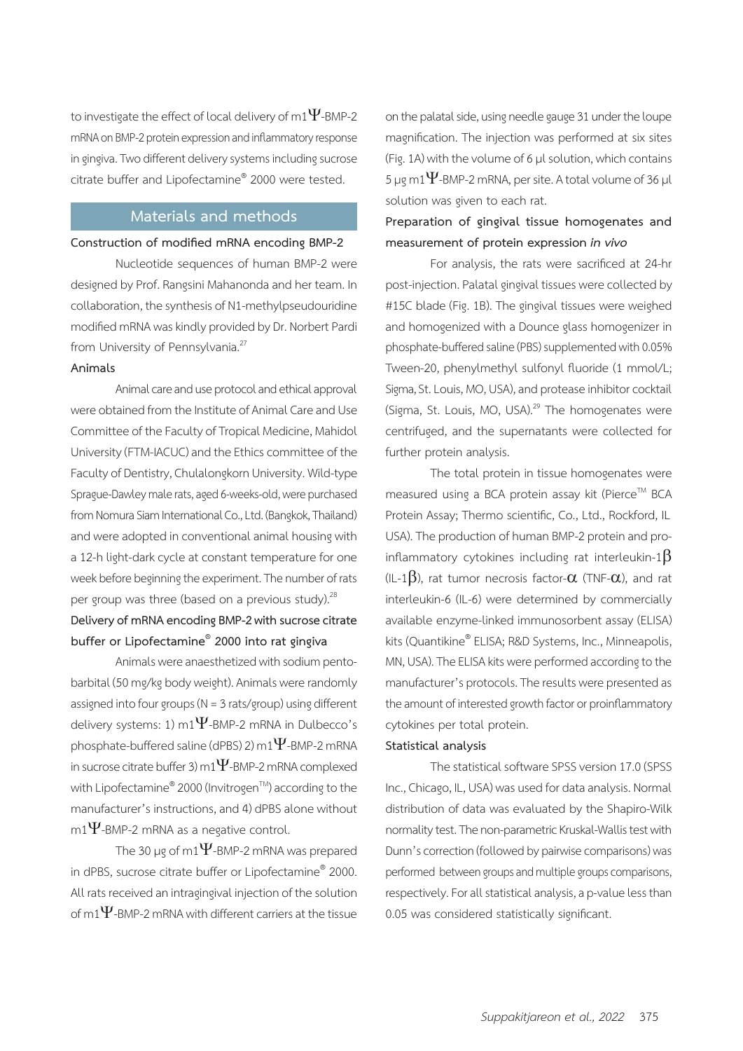to investigate the effect of local delivery of m1Ψ-BMP-2 mRNA on BMP-2 protein expression and inflammatory response in gingiva. Two different delivery systems including sucrose citrate buffer and Lipofectamine® 2000 were tested.

## Materials and methods

### Construction of modified mRNA encoding BMP-2

Nucleotide sequences of human BMP-2 were designed by Prof. Rangsini Mahanonda and her team. In collaboration, the synthesis of N1-methylpseudouridine modified mRNA was kindly provided by Dr. Norbert Pardi from University of Pennsylvania.[27]

### Animals

Animal care and use protocol and ethical approval were obtained from the Institute of Animal Care and Use Committee of the Faculty of Tropical Medicine, Mahidol University (FTM-IACUC) and the Ethics committee of the Faculty of Dentistry, Chulalongkorn University. Wild-type Sprague-Dawley male rats, aged 6-weeks-old, were purchased from Nomura Siam International Co., Ltd. (Bangkok, Thailand) and were adopted in conventional animal housing with a 12-h light-dark cycle at constant temperature for one week before beginning the experiment. The number of rats per group was three (based on a previous study).[28]

### Delivery of mRNA encoding BMP-2 with sucrose citrate buffer or Lipofectamine® 2000 into rat gingiva

Animals were anaesthetized with sodium pentobarbital (50 mg/kg body weight). Animals were randomly assigned into four groups (N = 3 rats/group) using different delivery systems: 1) m1Ψ-BMP-2 mRNA in Dulbecco's phosphate-buffered saline (dPBS) 2) m1Ψ-BMP-2 mRNA in sucrose citrate buffer 3) m1Ψ-BMP-2 mRNA complexed with Lipofectamine® 2000 (Invitrogen™) according to the manufacturer's instructions, and 4) dPBS alone without m1Ψ-BMP-2 mRNA as a negative control.

The 30 µg of m1Ψ-BMP-2 mRNA was prepared in dPBS, sucrose citrate buffer or Lipofectamine® 2000. All rats received an intragingival injection of the solution of m1Ψ-BMP-2 mRNA with different carriers at the tissue on the palatal side, using needle gauge 31 under the loupe magnification. The injection was performed at six sites (Fig. 1A) with the volume of 6 µl solution, which contains 5 µg m1Ψ-BMP-2 mRNA, per site. A total volume of 36 µl solution was given to each rat.

### Preparation of gingival tissue homogenates and measurement of protein expression *in vivo*

For analysis, the rats were sacrificed at 24-hr post-injection. Palatal gingival tissues were collected by #15C blade (Fig. 1B). The gingival tissues were weighed and homogenized with a Dounce glass homogenizer in phosphate-buffered saline (PBS) supplemented with 0.05% Tween-20, phenylmethyl sulfonyl fluoride (1 mmol/L; Sigma, St. Louis, MO, USA), and protease inhibitor cocktail (Sigma, St. Louis, MO, USA).[29] The homogenates were centrifuged, and the supernatants were collected for further protein analysis.

The total protein in tissue homogenates were measured using a BCA protein assay kit (Pierce™ BCA Protein Assay; Thermo scientific, Co., Ltd., Rockford, IL USA). The production of human BMP-2 protein and pro-inflammatory cytokines including rat interleukin-1β (IL-1β), rat tumor necrosis factor-α (TNF-α), and rat interleukin-6 (IL-6) were determined by commercially available enzyme-linked immunosorbent assay (ELISA) kits (Quantikine® ELISA; R&D Systems, Inc., Minneapolis, MN, USA). The ELISA kits were performed according to the manufacturer's protocols. The results were presented as the amount of interested growth factor or proinflammatory cytokines per total protein.

### Statistical analysis

The statistical software SPSS version 17.0 (SPSS Inc., Chicago, IL, USA) was used for data analysis. Normal distribution of data was evaluated by the Shapiro-Wilk normality test. The non-parametric Kruskal-Wallis test with Dunn's correction (followed by pairwise comparisons) was performed between groups and multiple groups comparisons, respectively. For all statistical analysis, a p-value less than 0.05 was considered statistically significant.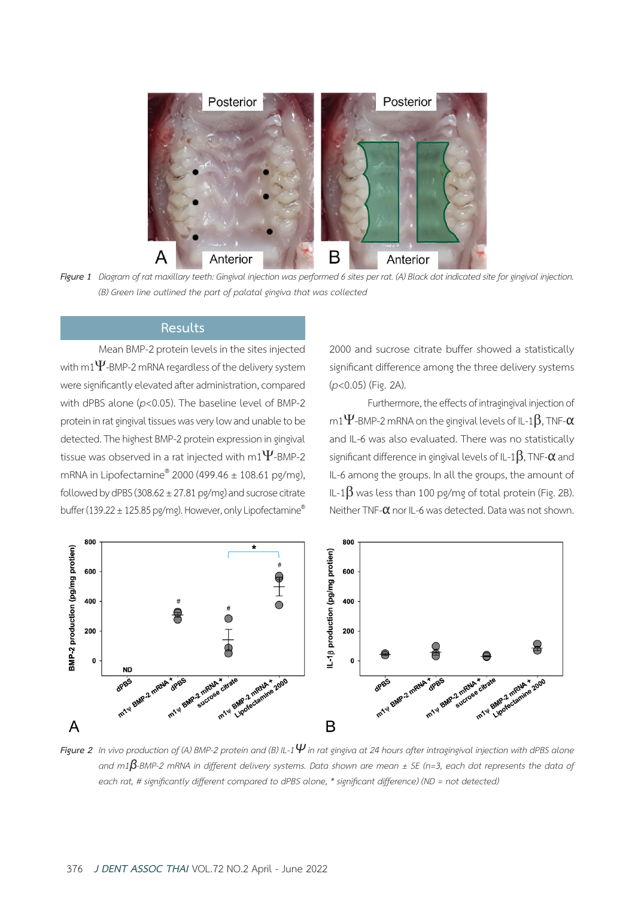*Figure 1* Diagram of rat maxillary teeth: Gingival injection was performed 6 sites per rat. (A) Black dot indicated site for gingival injection. (B) Green line outlined the part of palatal gingiva that was collected

## Results

Mean BMP-2 protein levels in the sites injected with m1Ψ-BMP-2 mRNA regardless of the delivery system were significantly elevated after administration, compared with dPBS alone ($p$<0.05). The baseline level of BMP-2 protein in rat gingival tissues was very low and unable to be detected. The highest BMP-2 protein expression in gingival tissue was observed in a rat injected with m1Ψ-BMP-2 mRNA in Lipofectamine® 2000 (499.46 ± 108.61 pg/mg), followed by dPBS (308.62 ± 27.81 pg/mg) and sucrose citrate buffer (139.22 ± 125.85 pg/mg). However, only Lipofectamine® 2000 and sucrose citrate buffer showed a statistically significant difference among the three delivery systems ($p$<0.05) (Fig. 2A).

Furthermore, the effects of intragingival injection of m1Ψ-BMP-2 mRNA on the gingival levels of IL-1β, TNF-α and IL-6 was also evaluated. There was no statistically significant difference in gingival levels of IL-1β, TNF-α and IL-6 among the groups. In all the groups, the amount of IL-1β was less than 100 pg/mg of total protein (Fig. 2B). Neither TNF-α nor IL-6 was detected. Data was not shown.

*Figure 2* In vivo production of (A) BMP-2 protein and (B) IL-1Ψ in rat gingiva at 24 hours after intragingival injection with dPBS alone and m1β-BMP-2 mRNA in different delivery systems. Data shown are mean ± SE (n=3, each dot represents the data of each rat, # significantly different compared to dPBS alone, * significant difference) (ND = not detected)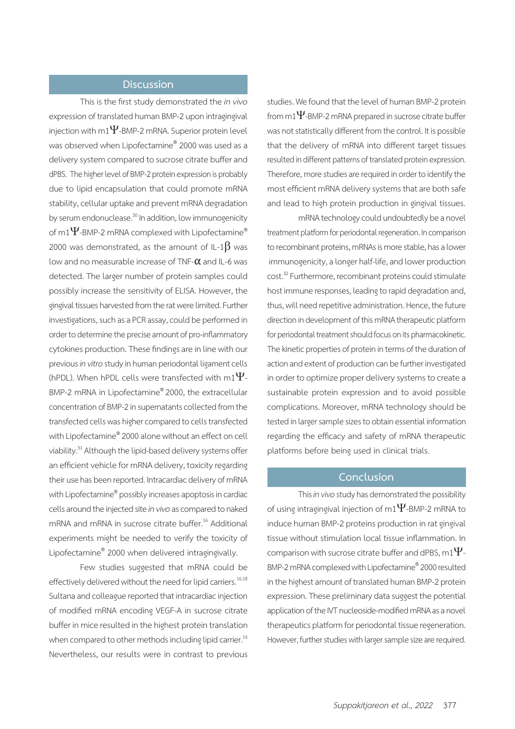## Discussion

This is the first study demonstrated the *in vivo* expression of translated human BMP-2 upon intragingival injection with m1Ψ-BMP-2 mRNA. Superior protein level was observed when Lipofectamine® 2000 was used as a delivery system compared to sucrose citrate buffer and dPBS. The higher level of BMP-2 protein expression is probably due to lipid encapsulation that could promote mRNA stability, cellular uptake and prevent mRNA degradation by serum endonuclease.[30] In addition, low immunogenicity of m1Ψ-BMP-2 mRNA complexed with Lipofectamine® 2000 was demonstrated, as the amount of IL-1β was low and no measurable increase of TNF-α and IL-6 was detected. The larger number of protein samples could possibly increase the sensitivity of ELISA. However, the gingival tissues harvested from the rat were limited. Further investigations, such as a PCR assay, could be performed in order to determine the precise amount of pro-inflammatory cytokines production. These findings are in line with our previous *in vitro* study in human periodontal ligament cells (hPDL). When hPDL cells were transfected with m1Ψ-BMP-2 mRNA in Lipofectamine® 2000, the extracellular concentration of BMP-2 in supernatants collected from the transfected cells was higher compared to cells transfected with Lipofectamine® 2000 alone without an effect on cell viability.[31] Although the lipid-based delivery systems offer an efficient vehicle for mRNA delivery, toxicity regarding their use has been reported. Intracardiac delivery of mRNA with Lipofectamine® possibly increases apoptosis in cardiac cells around the injected site *in vivo* as compared to naked mRNA and mRNA in sucrose citrate buffer.[16] Additional experiments might be needed to verify the toxicity of Lipofectamine® 2000 when delivered intragingivally.

Few studies suggested that mRNA could be effectively delivered without the need for lipid carriers.[16,18] Sultana and colleague reported that intracardiac injection of modified mRNA encoding VEGF-A in sucrose citrate buffer in mice resulted in the highest protein translation when compared to other methods including lipid carrier.[16] Nevertheless, our results were in contrast to previous studies. We found that the level of human BMP-2 protein from m1Ψ-BMP-2 mRNA prepared in sucrose citrate buffer was not statistically different from the control. It is possible that the delivery of mRNA into different target tissues resulted in different patterns of translated protein expression. Therefore, more studies are required in order to identify the most efficient mRNA delivery systems that are both safe and lead to high protein production in gingival tissues.

mRNA technology could undoubtedly be a novel treatment platform for periodontal regeneration. In comparison to recombinant proteins, mRNAs is more stable, has a lower immunogenicity, a longer half-life, and lower production cost.[32] Furthermore, recombinant proteins could stimulate host immune responses, leading to rapid degradation and, thus, will need repetitive administration. Hence, the future direction in development of this mRNA therapeutic platform for periodontal treatment should focus on its pharmacokinetic. The kinetic properties of protein in terms of the duration of action and extent of production can be further investigated in order to optimize proper delivery systems to create a sustainable protein expression and to avoid possible complications. Moreover, mRNA technology should be tested in larger sample sizes to obtain essential information regarding the efficacy and safety of mRNA therapeutic platforms before being used in clinical trials.

## Conclusion

This *in vivo* study has demonstrated the possibility of using intragingival injection of m1Ψ-BMP-2 mRNA to induce human BMP-2 proteins production in rat gingival tissue without stimulation local tissue inflammation. In comparison with sucrose citrate buffer and dPBS, m1Ψ-BMP-2 mRNA complexed with Lipofectamine® 2000 resulted in the highest amount of translated human BMP-2 protein expression. These preliminary data suggest the potential application of the IVT nucleoside-modified mRNA as a novel therapeutics platform for periodontal tissue regeneration. However, further studies with larger sample size are required.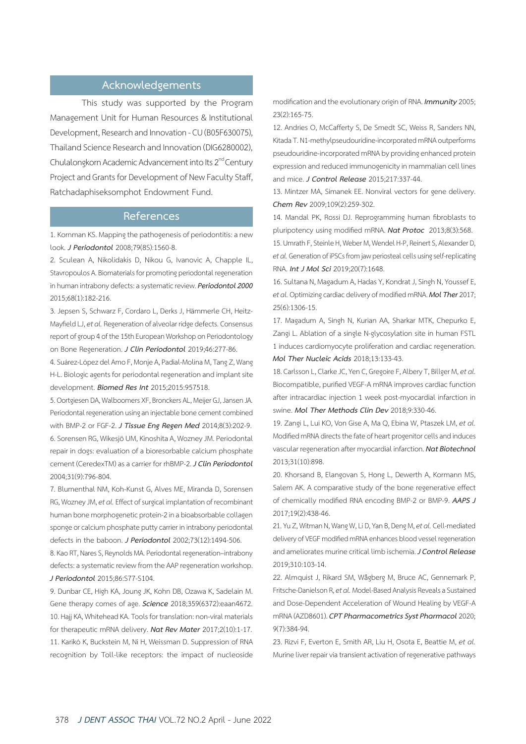## Acknowledgements

This study was supported by the Program Management Unit for Human Resources & Institutional Development, Research and Innovation - CU (B05F630075), Thailand Science Research and Innovation (DIG6280002), Chulalongkorn Academic Advancement into Its 2nd Century Project and Grants for Development of New Faculty Staff, Ratchadaphiseksomphot Endowment Fund.

## References

1. Kornman KS. Mapping the pathogenesis of periodontitis: a new look. ***J Periodontol*** 2008;79(8S):1560-8.

2. Sculean A, Nikolidakis D, Nikou G, Ivanovic A, Chapple IL, Stavropoulos A. Biomaterials for promoting periodontal regeneration in human intrabony defects: a systematic review. ***Periodontol 2000*** 2015;68(1):182-216.

3. Jepsen S, Schwarz F, Cordaro L, Derks J, Hämmerle CH, Heitz-Mayfield LJ, *et al.* Regeneration of alveolar ridge defects. Consensus report of group 4 of the 15th European Workshop on Periodontology on Bone Regeneration. ***J Clin Periodontol*** 2019;46:277-86.

4. Suárez-López del Amo F, Monje A, Padial-Molina M, Tang Z, Wang H-L. Biologic agents for periodontal regeneration and implant site development. ***Biomed Res Int*** 2015;2015:957518.

5. Oortgiesen DA, Walboomers XF, Bronckers AL, Meijer GJ, Jansen JA. Periodontal regeneration using an injectable bone cement combined with BMP-2 or FGF-2. ***J Tissue Eng Regen Med*** 2014;8(3):202-9.

6. Sorensen RG, Wikesjö UM, Kinoshita A, Wozney JM. Periodontal repair in dogs: evaluation of a bioresorbable calcium phosphate cement (CeredexTM) as a carrier for rhBMP-2. ***J Clin Periodontol*** 2004;31(9):796-804.

7. Blumenthal NM, Koh-Kunst G, Alves ME, Miranda D, Sorensen RG, Wozney JM, *et al.* Effect of surgical implantation of recombinant human bone morphogenetic protein-2 in a bioabsorbable collagen sponge or calcium phosphate putty carrier in intrabony periodontal defects in the baboon. ***J Periodontol*** 2002;73(12):1494-506.

8. Kao RT, Nares S, Reynolds MA. Periodontal regeneration–intrabony defects: a systematic review from the AAP regeneration workshop. ***J Periodontol*** 2015;86:S77-S104.

9. Dunbar CE, High KA, Joung JK, Kohn DB, Ozawa K, Sadelain M. Gene therapy comes of age. ***Science*** 2018;359(6372):eaan4672.

10. Hajj KA, Whitehead KA. Tools for translation: non-viral materials for therapeutic mRNA delivery. ***Nat Rev Mater*** 2017;2(10):1-17.

11. Karikó K, Buckstein M, Ni H, Weissman D. Suppression of RNA recognition by Toll-like receptors: the impact of nucleoside modification and the evolutionary origin of RNA. ***Immunity*** 2005;23(2):165-75.

12. Andries O, McCafferty S, De Smedt SC, Weiss R, Sanders NN, Kitada T. N1-methylpseudouridine-incorporated mRNA outperforms pseudouridine-incorporated mRNA by providing enhanced protein expression and reduced immunogenicity in mammalian cell lines and mice. ***J Control Release*** 2015;217:337-44.

13. Mintzer MA, Simanek EE. Nonviral vectors for gene delivery. ***Chem Rev*** 2009;109(2):259-302.

14. Mandal PK, Rossi DJ. Reprogramming human fibroblasts to pluripotency using modified mRNA. ***Nat Protoc*** 2013;8(3):568.

15. Umrath F, Steinle H, Weber M, Wendel H-P, Reinert S, Alexander D, *et al.* Generation of iPSCs from jaw periosteal cells using self-replicating RNA. ***Int J Mol Sci*** 2019;20(7):1648.

16. Sultana N, Magadum A, Hadas Y, Kondrat J, Singh N, Youssef E, *et al.* Optimizing cardiac delivery of modified mRNA. ***Mol Ther*** 2017;25(6):1306-15.

17. Magadum A, Singh N, Kurian AA, Sharkar MTK, Chepurko E, Zangi L. Ablation of a single N-glycosylation site in human FSTL 1 induces cardiomyocyte proliferation and cardiac regeneration. ***Mol Ther Nucleic Acids*** 2018;13:133-43.

18. Carlsson L, Clarke JC, Yen C, Gregoire F, Albery T, Billger M, *et al.* Biocompatible, purified VEGF-A mRNA improves cardiac function after intracardiac injection 1 week post-myocardial infarction in swine. ***Mol Ther Methods Clin Dev*** 2018;9:330-46.

19. Zangi L, Lui KO, Von Gise A, Ma Q, Ebina W, Ptaszek LM, *et al.* Modified mRNA directs the fate of heart progenitor cells and induces vascular regeneration after myocardial infarction. ***Nat Biotechnol*** 2013;31(10):898.

20. Khorsand B, Elangovan S, Hong L, Dewerth A, Kormann MS, Salem AK. A comparative study of the bone regenerative effect of chemically modified RNA encoding BMP-2 or BMP-9. ***AAPS J*** 2017;19(2):438-46.

21. Yu Z, Witman N, Wang W, Li D, Yan B, Deng M, *et al.* Cell-mediated delivery of VEGF modified mRNA enhances blood vessel regeneration and ameliorates murine critical limb ischemia. ***J Control Release*** 2019;310:103-14.

22. Almquist J, Rikard SM, Wågberg M, Bruce AC, Gennemark P, Fritsche-Danielson R, *et al.* Model-Based Analysis Reveals a Sustained and Dose-Dependent Acceleration of Wound Healing by VEGF-A mRNA (AZD8601). ***CPT Pharmacometrics Syst Pharmacol*** 2020;9(7):384-94.

23. Rizvi F, Everton E, Smith AR, Liu H, Osota E, Beattie M, *et al.* Murine liver repair via transient activation of regenerative pathways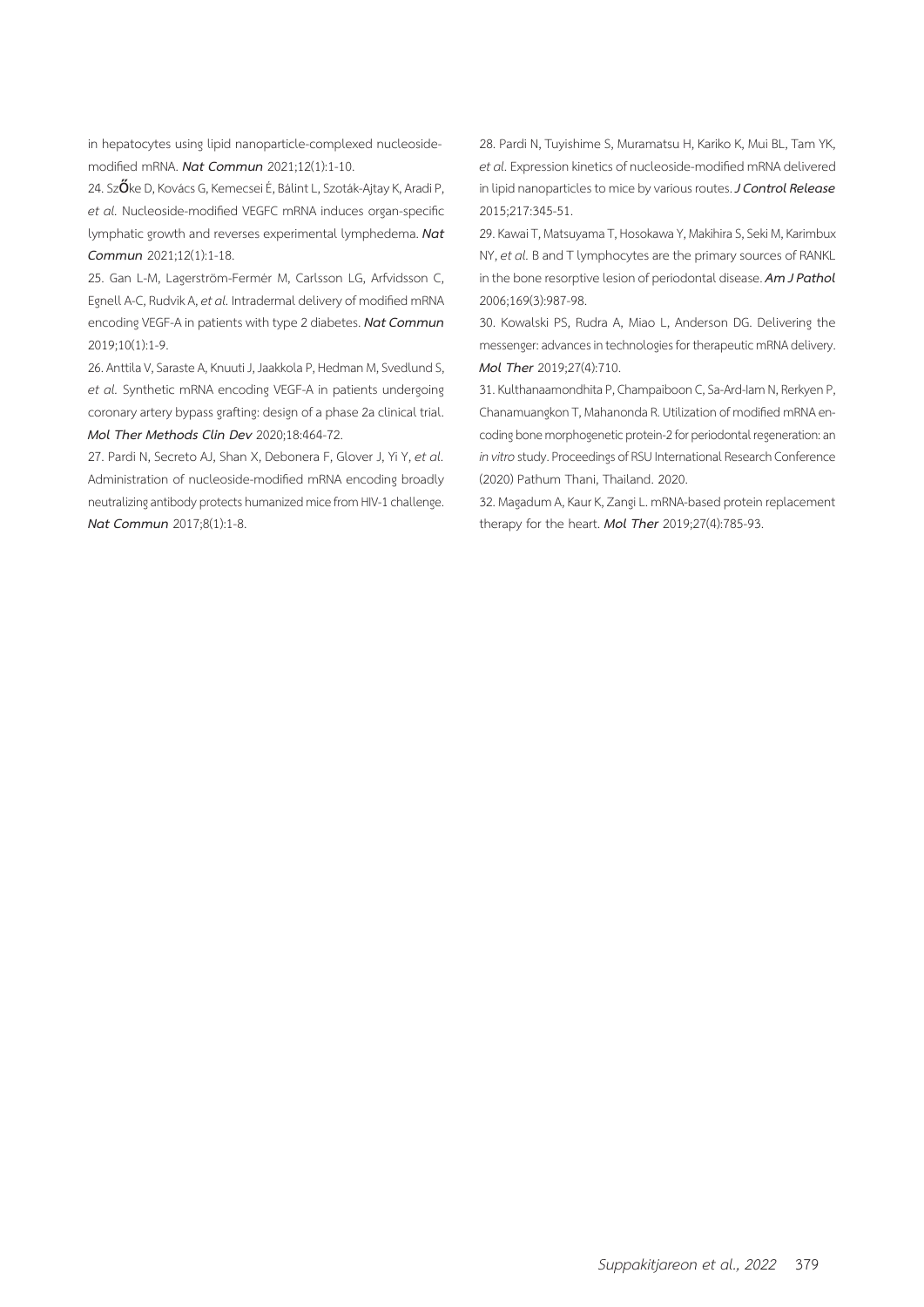in hepatocytes using lipid nanoparticle-complexed nucleoside-modified mRNA. ***Nat Commun*** 2021;12(1):1-10.

24. SzŐke D, Kovács G, Kemecsei É, Bálint L, Szoták-Ajtay K, Aradi P, *et al.* Nucleoside-modified VEGFC mRNA induces organ-specific lymphatic growth and reverses experimental lymphedema. ***Nat Commun*** 2021;12(1):1-18.

25. Gan L-M, Lagerström-Fermér M, Carlsson LG, Arfvidsson C, Egnell A-C, Rudvik A, *et al.* Intradermal delivery of modified mRNA encoding VEGF-A in patients with type 2 diabetes. ***Nat Commun*** 2019;10(1):1-9.

26. Anttila V, Saraste A, Knuuti J, Jaakkola P, Hedman M, Svedlund S, *et al.* Synthetic mRNA encoding VEGF-A in patients undergoing coronary artery bypass grafting: design of a phase 2a clinical trial. ***Mol Ther Methods Clin Dev*** 2020;18:464-72.

27. Pardi N, Secreto AJ, Shan X, Debonera F, Glover J, Yi Y, *et al.* Administration of nucleoside-modified mRNA encoding broadly neutralizing antibody protects humanized mice from HIV-1 challenge. ***Nat Commun*** 2017;8(1):1-8.

28. Pardi N, Tuyishime S, Muramatsu H, Kariko K, Mui BL, Tam YK, *et al.* Expression kinetics of nucleoside-modified mRNA delivered in lipid nanoparticles to mice by various routes. ***J Control Release*** 2015;217:345-51.

29. Kawai T, Matsuyama T, Hosokawa Y, Makihira S, Seki M, Karimbux NY, *et al.* B and T lymphocytes are the primary sources of RANKL in the bone resorptive lesion of periodontal disease. ***Am J Pathol*** 2006;169(3):987-98.

30. Kowalski PS, Rudra A, Miao L, Anderson DG. Delivering the messenger: advances in technologies for therapeutic mRNA delivery. ***Mol Ther*** 2019;27(4):710.

31. Kulthanaamondhita P, Champaiboon C, Sa-Ard-Iam N, Rerkyen P, Chanamuangkon T, Mahanonda R. Utilization of modified mRNA encoding bone morphogenetic protein-2 for periodontal regeneration: an *in vitro* study. Proceedings of RSU International Research Conference (2020) Pathum Thani, Thailand. 2020.

32. Magadum A, Kaur K, Zangi L. mRNA-based protein replacement therapy for the heart. ***Mol Ther*** 2019;27(4):785-93.